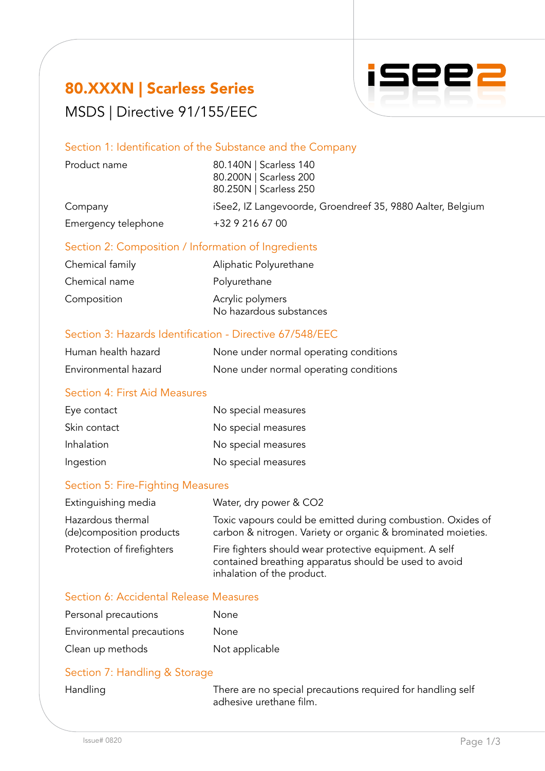# 80.XXXN | Scarless Series

MSDS | Directive 91/155/EEC

## Section 1: Identification of the Substance and the Company

| | |
|---|---|
| Product name | 80.140N \| Scarless 140<br>80.200N \| Scarless 200<br>80.250N \| Scarless 250 |
| Company | iSee2, IZ Langevoorde, Groendreef 35, 9880 Aalter, Belgium |
| Emergency telephone | +32 9 216 67 00 |

## Section 2: Composition / Information of Ingredients

| | |
|---|---|
| Chemical family | Aliphatic Polyurethane |
| Chemical name | Polyurethane |
| Composition | Acrylic polymers<br>No hazardous substances |

## Section 3: Hazards Identification - Directive 67/548/EEC

| | |
|---|---|
| Human health hazard | None under normal operating conditions |
| Environmental hazard | None under normal operating conditions |

## Section 4: First Aid Measures

| | |
|---|---|
| Eye contact | No special measures |
| Skin contact | No special measures |
| Inhalation | No special measures |
| Ingestion | No special measures |

## Section 5: Fire-Fighting Measures

| | |
|---|---|
| Extinguishing media | Water, dry power & CO2 |
| Hazardous thermal (de)composition products | Toxic vapours could be emitted during combustion. Oxides of carbon & nitrogen. Variety or organic & brominated moieties. |
| Protection of firefighters | Fire fighters should wear protective equipment. A self contained breathing apparatus should be used to avoid inhalation of the product. |

## Section 6: Accidental Release Measures

| | |
|---|---|
| Personal precautions | None |
| Environmental precautions | None |
| Clean up methods | Not applicable |

## Section 7: Handling & Storage

| | |
|---|---|
| Handling | There are no special precautions required for handling self adhesive urethane film. |

Issue# 0820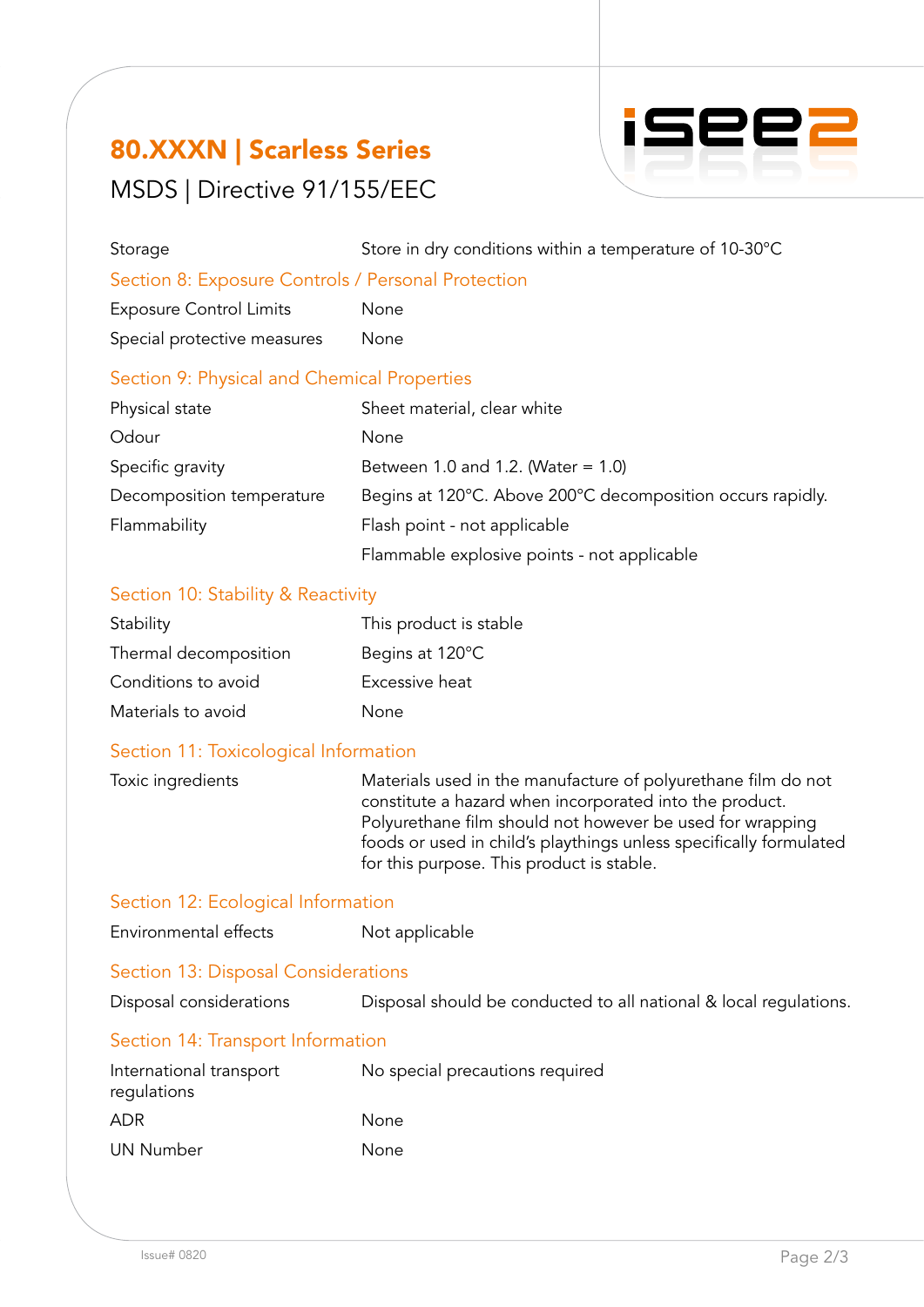# 80.XXXN | Scarless Series

MSDS | Directive 91/155/EEC

| | |
|---|---|
| Storage | Store in dry conditions within a temperature of 10-30°C |

## Section 8: Exposure Controls / Personal Protection

| | |
|---|---|
| Exposure Control Limits | None |
| Special protective measures | None |

## Section 9: Physical and Chemical Properties

| | |
|---|---|
| Physical state | Sheet material, clear white |
| Odour | None |
| Specific gravity | Between 1.0 and 1.2. (Water = 1.0) |
| Decomposition temperature | Begins at 120°C. Above 200°C decomposition occurs rapidly. |
| Flammability | Flash point - not applicable |
| | Flammable explosive points - not applicable |

## Section 10: Stability & Reactivity

| | |
|---|---|
| Stability | This product is stable |
| Thermal decomposition | Begins at 120°C |
| Conditions to avoid | Excessive heat |
| Materials to avoid | None |

## Section 11: Toxicological Information

| | |
|---|---|
| Toxic ingredients | Materials used in the manufacture of polyurethane film do not constitute a hazard when incorporated into the product. Polyurethane film should not however be used for wrapping foods or used in child's playthings unless specifically formulated for this purpose. This product is stable. |

## Section 12: Ecological Information

| | |
|---|---|
| Environmental effects | Not applicable |

## Section 13: Disposal Considerations

| | |
|---|---|
| Disposal considerations | Disposal should be conducted to all national & local regulations. |

## Section 14: Transport Information

| | |
|---|---|
| International transport regulations | No special precautions required |
| ADR | None |
| UN Number | None |

Issue# 0820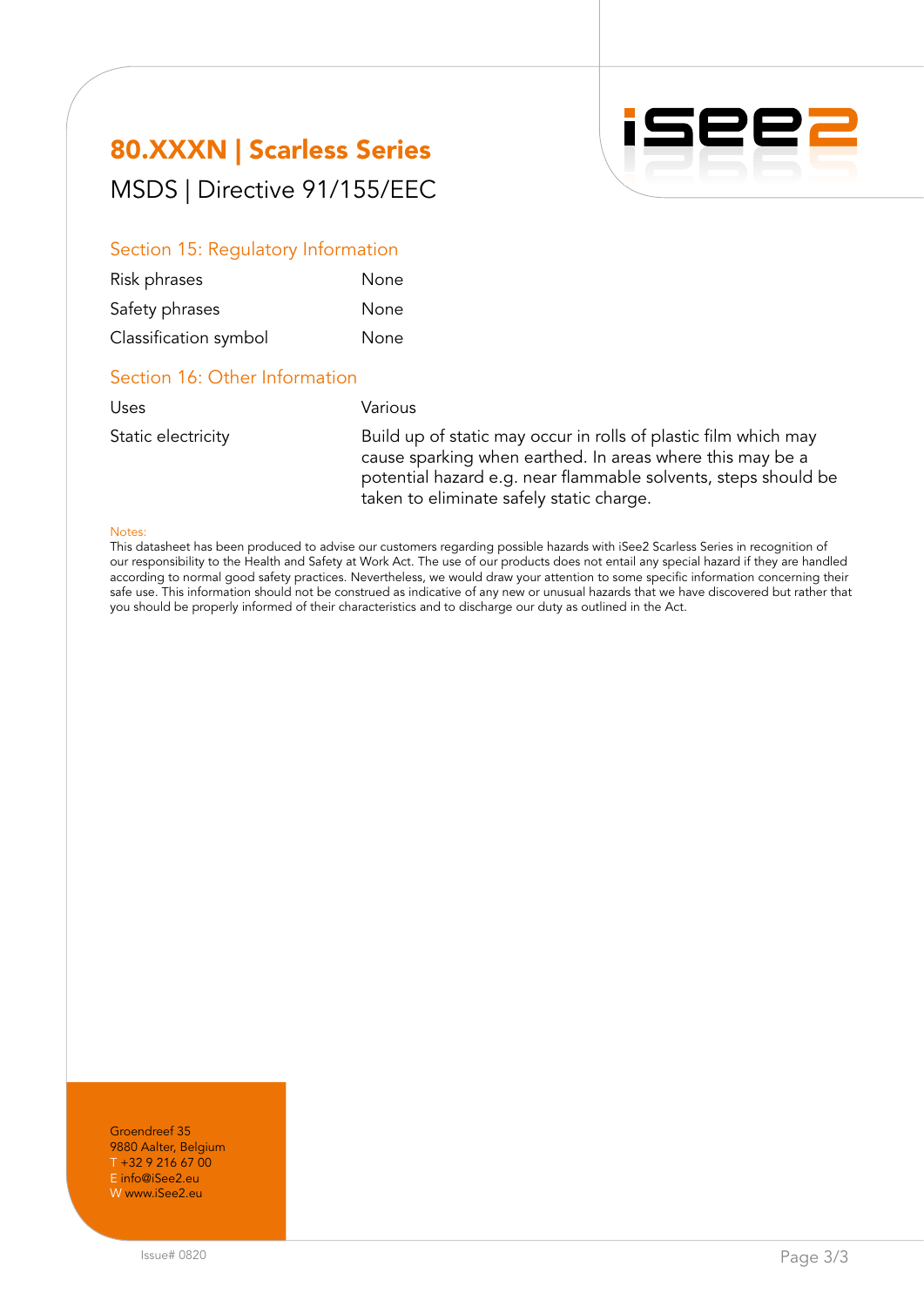# 80.XXXN | Scarless Series

MSDS | Directive 91/155/EEC

## Section 15: Regulatory Information

| | |
|---|---|
| Risk phrases | None |
| Safety phrases | None |
| Classification symbol | None |

## Section 16: Other Information

| | |
|---|---|
| Uses | Various |
| Static electricity | Build up of static may occur in rolls of plastic film which may cause sparking when earthed. In areas where this may be a potential hazard e.g. near flammable solvents, steps should be taken to eliminate safely static charge. |

Notes:
This datasheet has been produced to advise our customers regarding possible hazards with iSee2 Scarless Series in recognition of our responsibility to the Health and Safety at Work Act. The use of our products does not entail any special hazard if they are handled according to normal good safety practices. Nevertheless, we would draw your attention to some specific information concerning their safe use. This information should not be construed as indicative of any new or unusual hazards that we have discovered but rather that you should be properly informed of their characteristics and to discharge our duty as outlined in the Act.

Groendreef 35
9880 Aalter, Belgium
T +32 9 216 67 00
E info@iSee2.eu
W www.iSee2.eu

Issue# 0820